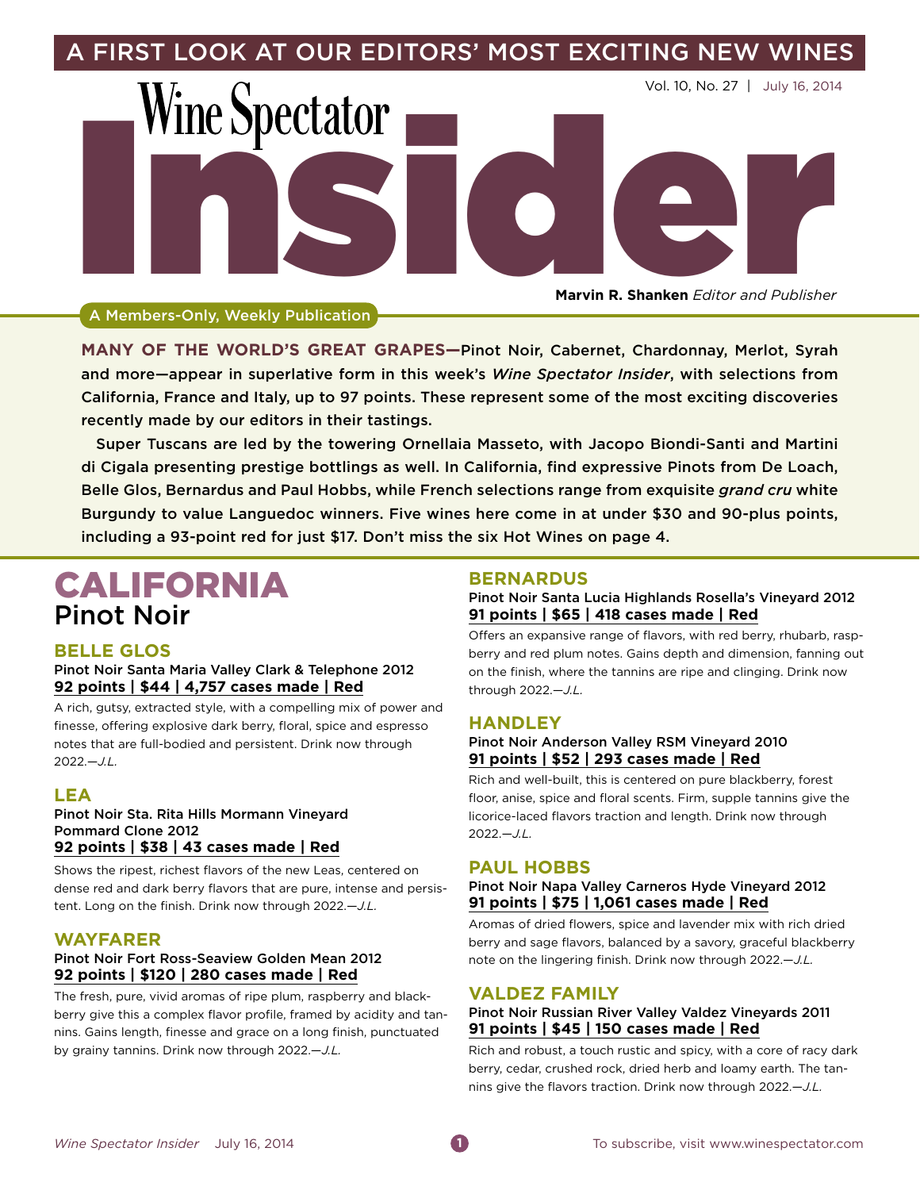A FIRST LOOK AT OUR EDITORS' MOST EXCITING NEW WINES

# Wine Spectator Insider

Vol. 10, No. 27 | July 16, 2014

**Marvin R. Shanken** *Editor and Publisher*

A Members-Only, Weekly Publication

**MANY OF THE WORLD'S GREAT GRAPES—**Pinot Noir, Cabernet, Chardonnay, Merlot, Syrah and more—appear in superlative form in this week's *Wine Spectator Insider*, with selections from California, France and Italy, up to 97 points. These represent some of the most exciting discoveries recently made by our editors in their tastings.

Super Tuscans are led by the towering Ornellaia Masseto, with Jacopo Biondi-Santi and Martini di Cigala presenting prestige bottlings as well. In California, find expressive Pinots from De Loach, Belle Glos, Bernardus and Paul Hobbs, while French selections range from exquisite *grand cru* white Burgundy to value Languedoc winners. Five wines here come in at under $30 and 90-plus points, including a 93-point red for just $17. Don't miss the six Hot Wines on page 4.

## CALIFORNIA
## Pinot Noir

### BELLE GLOS

Pinot Noir Santa Maria Valley Clark & Telephone 2012
**92 points | $44 | 4,757 cases made | Red**

A rich, gutsy, extracted style, with a compelling mix of power and finesse, offering explosive dark berry, floral, spice and espresso notes that are full-bodied and persistent. Drink now through 2022.—*J.L.*

### LEA

Pinot Noir Sta. Rita Hills Mormann Vineyard Pommard Clone 2012
**92 points | $38 | 43 cases made | Red**

Shows the ripest, richest flavors of the new Leas, centered on dense red and dark berry flavors that are pure, intense and persistent. Long on the finish. Drink now through 2022.—*J.L.*

### WAYFARER

Pinot Noir Fort Ross-Seaview Golden Mean 2012
**92 points | $120 | 280 cases made | Red**

The fresh, pure, vivid aromas of ripe plum, raspberry and blackberry give this a complex flavor profile, framed by acidity and tannins. Gains length, finesse and grace on a long finish, punctuated by grainy tannins. Drink now through 2022.—*J.L.*

### BERNARDUS

Pinot Noir Santa Lucia Highlands Rosella's Vineyard 2012
**91 points | $65 | 418 cases made | Red**

Offers an expansive range of flavors, with red berry, rhubarb, raspberry and red plum notes. Gains depth and dimension, fanning out on the finish, where the tannins are ripe and clinging. Drink now through 2022.—*J.L.*

### HANDLEY

Pinot Noir Anderson Valley RSM Vineyard 2010
**91 points | $52 | 293 cases made | Red**

Rich and well-built, this is centered on pure blackberry, forest floor, anise, spice and floral scents. Firm, supple tannins give the licorice-laced flavors traction and length. Drink now through 2022.—*J.L.*

### PAUL HOBBS

Pinot Noir Napa Valley Carneros Hyde Vineyard 2012
**91 points | $75 | 1,061 cases made | Red**

Aromas of dried flowers, spice and lavender mix with rich dried berry and sage flavors, balanced by a savory, graceful blackberry note on the lingering finish. Drink now through 2022.—*J.L.*

### VALDEZ FAMILY

Pinot Noir Russian River Valley Valdez Vineyards 2011
**91 points | $45 | 150 cases made | Red**

Rich and robust, a touch rustic and spicy, with a core of racy dark berry, cedar, crushed rock, dried herb and loamy earth. The tannins give the flavors traction. Drink now through 2022.—*J.L.*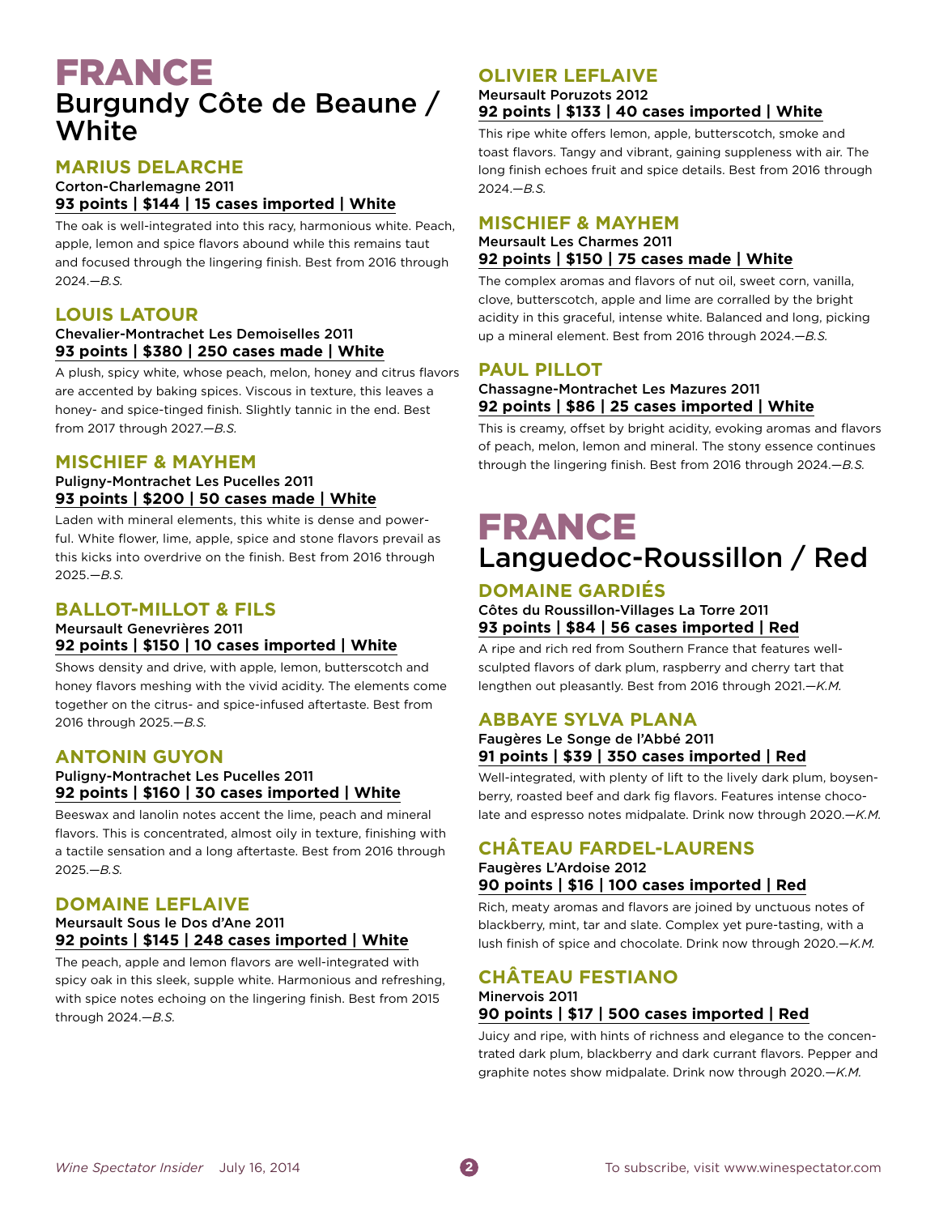# FRANCE

## Burgundy Côte de Beaune / White

### MARIUS DELARCHE

Corton-Charlemagne 2011

**93 points | $144 | 15 cases imported | White**

The oak is well-integrated into this racy, harmonious white. Peach, apple, lemon and spice flavors abound while this remains taut and focused through the lingering finish. Best from 2016 through 2024.—*B.S.*

### LOUIS LATOUR

Chevalier-Montrachet Les Demoiselles 2011

**93 points | $380 | 250 cases made | White**

A plush, spicy white, whose peach, melon, honey and citrus flavors are accented by baking spices. Viscous in texture, this leaves a honey- and spice-tinged finish. Slightly tannic in the end. Best from 2017 through 2027.—*B.S.*

### MISCHIEF & MAYHEM

Puligny-Montrachet Les Pucelles 2011

**93 points | $200 | 50 cases made | White**

Laden with mineral elements, this white is dense and powerful. White flower, lime, apple, spice and stone flavors prevail as this kicks into overdrive on the finish. Best from 2016 through 2025.—*B.S.*

### BALLOT-MILLOT & FILS

Meursault Genevrières 2011

**92 points | $150 | 10 cases imported | White**

Shows density and drive, with apple, lemon, butterscotch and honey flavors meshing with the vivid acidity. The elements come together on the citrus- and spice-infused aftertaste. Best from 2016 through 2025.—*B.S.*

### ANTONIN GUYON

Puligny-Montrachet Les Pucelles 2011

**92 points | $160 | 30 cases imported | White**

Beeswax and lanolin notes accent the lime, peach and mineral flavors. This is concentrated, almost oily in texture, finishing with a tactile sensation and a long aftertaste. Best from 2016 through 2025.—*B.S.*

### DOMAINE LEFLAIVE

Meursault Sous le Dos d'Ane 2011

**92 points | $145 | 248 cases imported | White**

The peach, apple and lemon flavors are well-integrated with spicy oak in this sleek, supple white. Harmonious and refreshing, with spice notes echoing on the lingering finish. Best from 2015 through 2024.—*B.S.*

### OLIVIER LEFLAIVE

Meursault Poruzots 2012

**92 points | $133 | 40 cases imported | White**

This ripe white offers lemon, apple, butterscotch, smoke and toast flavors. Tangy and vibrant, gaining suppleness with air. The long finish echoes fruit and spice details. Best from 2016 through 2024.—*B.S.*

### MISCHIEF & MAYHEM

Meursault Les Charmes 2011

**92 points | $150 | 75 cases made | White**

The complex aromas and flavors of nut oil, sweet corn, vanilla, clove, butterscotch, apple and lime are corralled by the bright acidity in this graceful, intense white. Balanced and long, picking up a mineral element. Best from 2016 through 2024.—*B.S.*

### PAUL PILLOT

Chassagne-Montrachet Les Mazures 2011

**92 points | $86 | 25 cases imported | White**

This is creamy, offset by bright acidity, evoking aromas and flavors of peach, melon, lemon and mineral. The stony essence continues through the lingering finish. Best from 2016 through 2024.—*B.S.*

# FRANCE

## Languedoc-Roussillon / Red

### DOMAINE GARDIÉS

Côtes du Roussillon-Villages La Torre 2011

**93 points | $84 | 56 cases imported | Red**

A ripe and rich red from Southern France that features well-sculpted flavors of dark plum, raspberry and cherry tart that lengthen out pleasantly. Best from 2016 through 2021.—*K.M.*

### ABBAYE SYLVA PLANA

Faugères Le Songe de l'Abbé 2011

**91 points | $39 | 350 cases imported | Red**

Well-integrated, with plenty of lift to the lively dark plum, boysenberry, roasted beef and dark fig flavors. Features intense chocolate and espresso notes midpalate. Drink now through 2020.—*K.M.*

### CHÂTEAU FARDEL-LAURENS

Faugères L'Ardoise 2012

**90 points | $16 | 100 cases imported | Red**

Rich, meaty aromas and flavors are joined by unctuous notes of blackberry, mint, tar and slate. Complex yet pure-tasting, with a lush finish of spice and chocolate. Drink now through 2020.—*K.M.*

### CHÂTEAU FESTIANO

Minervois 2011

**90 points | $17 | 500 cases imported | Red**

Juicy and ripe, with hints of richness and elegance to the concentrated dark plum, blackberry and dark currant flavors. Pepper and graphite notes show midpalate. Drink now through 2020.—*K.M.*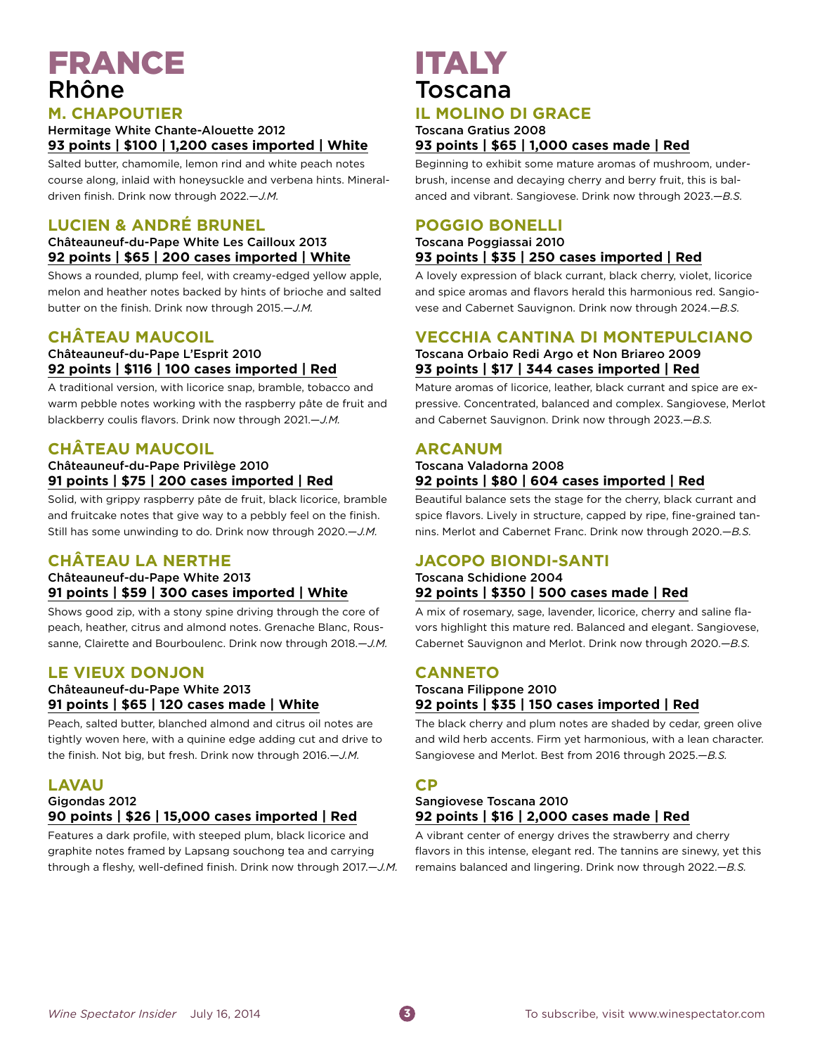# FRANCE

## Rhône

### M. CHAPOUTIER

Hermitage White Chante-Alouette 2012

**93 points | $100 | 1,200 cases imported | White**

Salted butter, chamomile, lemon rind and white peach notes course along, inlaid with honeysuckle and verbena hints. Mineral-driven finish. Drink now through 2022.—*J.M.*

### LUCIEN & ANDRÉ BRUNEL

Châteauneuf-du-Pape White Les Cailloux 2013

**92 points | $65 | 200 cases imported | White**

Shows a rounded, plump feel, with creamy-edged yellow apple, melon and heather notes backed by hints of brioche and salted butter on the finish. Drink now through 2015.—*J.M.*

### CHÂTEAU MAUCOIL

Châteauneuf-du-Pape L'Esprit 2010

**92 points | $116 | 100 cases imported | Red**

A traditional version, with licorice snap, bramble, tobacco and warm pebble notes working with the raspberry pâte de fruit and blackberry coulis flavors. Drink now through 2021.—*J.M.*

### CHÂTEAU MAUCOIL

Châteauneuf-du-Pape Privilège 2010

**91 points | $75 | 200 cases imported | Red**

Solid, with grippy raspberry pâte de fruit, black licorice, bramble and fruitcake notes that give way to a pebbly feel on the finish. Still has some unwinding to do. Drink now through 2020.—*J.M.*

### CHÂTEAU LA NERTHE

Châteauneuf-du-Pape White 2013

**91 points | $59 | 300 cases imported | White**

Shows good zip, with a stony spine driving through the core of peach, heather, citrus and almond notes. Grenache Blanc, Roussanne, Clairette and Bourboulenc. Drink now through 2018.—*J.M.*

### LE VIEUX DONJON

Châteauneuf-du-Pape White 2013

**91 points | $65 | 120 cases made | White**

Peach, salted butter, blanched almond and citrus oil notes are tightly woven here, with a quinine edge adding cut and drive to the finish. Not big, but fresh. Drink now through 2016.—*J.M.*

### LAVAU

Gigondas 2012

**90 points | $26 | 15,000 cases imported | Red**

Features a dark profile, with steeped plum, black licorice and graphite notes framed by Lapsang souchong tea and carrying through a fleshy, well-defined finish. Drink now through 2017.—*J.M.*

# ITALY

## Toscana

### IL MOLINO DI GRACE

Toscana Gratius 2008

**93 points | $65 | 1,000 cases made | Red**

Beginning to exhibit some mature aromas of mushroom, underbrush, incense and decaying cherry and berry fruit, this is balanced and vibrant. Sangiovese. Drink now through 2023.—*B.S.*

### POGGIO BONELLI

Toscana Poggiassai 2010

**93 points | $35 | 250 cases imported | Red**

A lovely expression of black currant, black cherry, violet, licorice and spice aromas and flavors herald this harmonious red. Sangiovese and Cabernet Sauvignon. Drink now through 2024.—*B.S.*

### VECCHIA CANTINA DI MONTEPULCIANO

Toscana Orbaio Redi Argo et Non Briareo 2009

**93 points | $17 | 344 cases imported | Red**

Mature aromas of licorice, leather, black currant and spice are expressive. Concentrated, balanced and complex. Sangiovese, Merlot and Cabernet Sauvignon. Drink now through 2023.—*B.S.*

### ARCANUM

Toscana Valadorna 2008

**92 points | $80 | 604 cases imported | Red**

Beautiful balance sets the stage for the cherry, black currant and spice flavors. Lively in structure, capped by ripe, fine-grained tannins. Merlot and Cabernet Franc. Drink now through 2020.—*B.S.*

### JACOPO BIONDI-SANTI

Toscana Schidione 2004

**92 points | $350 | 500 cases made | Red**

A mix of rosemary, sage, lavender, licorice, cherry and saline flavors highlight this mature red. Balanced and elegant. Sangiovese, Cabernet Sauvignon and Merlot. Drink now through 2020.—*B.S.*

### CANNETO

Toscana Filippone 2010

**92 points | $35 | 150 cases imported | Red**

The black cherry and plum notes are shaded by cedar, green olive and wild herb accents. Firm yet harmonious, with a lean character. Sangiovese and Merlot. Best from 2016 through 2025.—*B.S.*

### CP

Sangiovese Toscana 2010

**92 points | $16 | 2,000 cases made | Red**

A vibrant center of energy drives the strawberry and cherry flavors in this intense, elegant red. The tannins are sinewy, yet this remains balanced and lingering. Drink now through 2022.—*B.S.*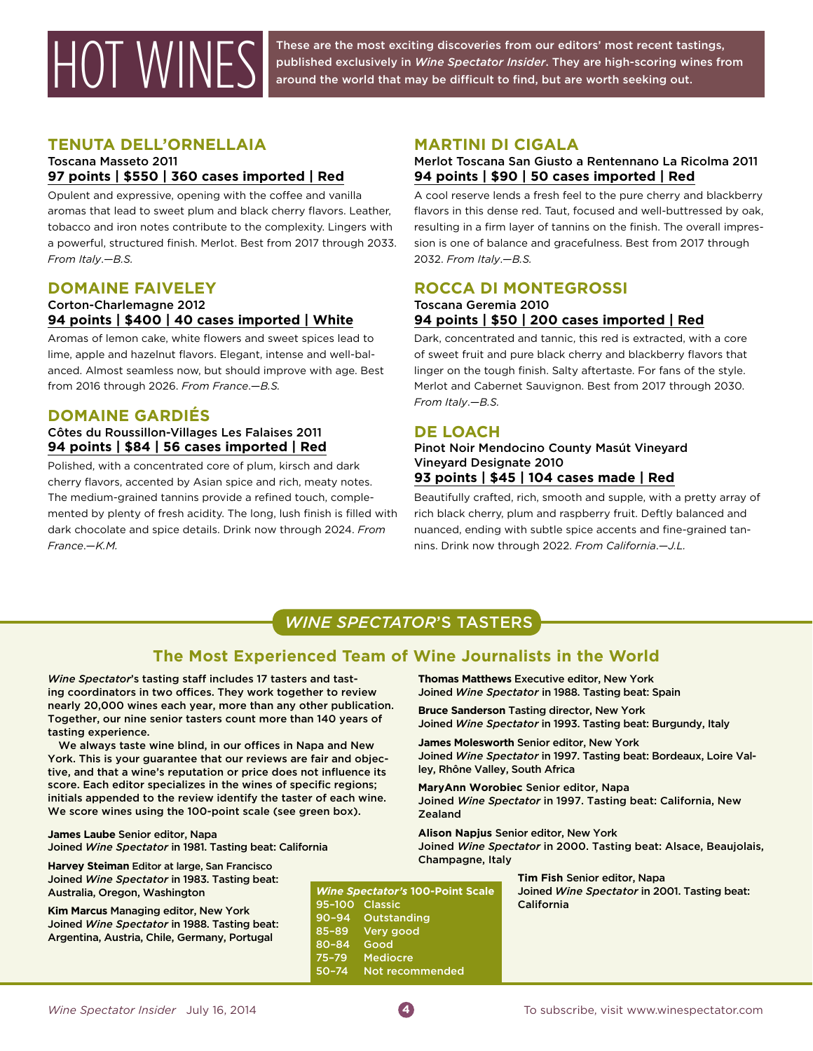# HOT WINES

These are the most exciting discoveries from our editors' most recent tastings, published exclusively in *Wine Spectator Insider*. They are high-scoring wines from around the world that may be difficult to find, but are worth seeking out.

## TENUTA DELL'ORNELLAIA

Toscana Masseto 2011

**97 points | $550 | 360 cases imported | Red**

Opulent and expressive, opening with the coffee and vanilla aromas that lead to sweet plum and black cherry flavors. Leather, tobacco and iron notes contribute to the complexity. Lingers with a powerful, structured finish. Merlot. Best from 2017 through 2033. *From Italy.—B.S.*

## DOMAINE FAIVELEY

Corton-Charlemagne 2012

**94 points | $400 | 40 cases imported | White**

Aromas of lemon cake, white flowers and sweet spices lead to lime, apple and hazelnut flavors. Elegant, intense and well-balanced. Almost seamless now, but should improve with age. Best from 2016 through 2026. *From France.—B.S.*

## DOMAINE GARDIÉS

Côtes du Roussillon-Villages Les Falaises 2011

**94 points | $84 | 56 cases imported | Red**

Polished, with a concentrated core of plum, kirsch and dark cherry flavors, accented by Asian spice and rich, meaty notes. The medium-grained tannins provide a refined touch, complemented by plenty of fresh acidity. The long, lush finish is filled with dark chocolate and spice details. Drink now through 2024. *From France.—K.M.*

## MARTINI DI CIGALA

Merlot Toscana San Giusto a Rentennano La Ricolma 2011

**94 points | $90 | 50 cases imported | Red**

A cool reserve lends a fresh feel to the pure cherry and blackberry flavors in this dense red. Taut, focused and well-buttressed by oak, resulting in a firm layer of tannins on the finish. The overall impression is one of balance and gracefulness. Best from 2017 through 2032. *From Italy.—B.S.*

## ROCCA DI MONTEGROSSI

Toscana Geremia 2010

**94 points | $50 | 200 cases imported | Red**

Dark, concentrated and tannic, this red is extracted, with a core of sweet fruit and pure black cherry and blackberry flavors that linger on the tough finish. Salty aftertaste. For fans of the style. Merlot and Cabernet Sauvignon. Best from 2017 through 2030. *From Italy.—B.S.*

## DE LOACH

Pinot Noir Mendocino County Masút Vineyard Vineyard Designate 2010

**93 points | $45 | 104 cases made | Red**

Beautifully crafted, rich, smooth and supple, with a pretty array of rich black cherry, plum and raspberry fruit. Deftly balanced and nuanced, ending with subtle spice accents and fine-grained tannins. Drink now through 2022. *From California.—J.L.*

## *WINE SPECTATOR*'S TASTERS

### The Most Experienced Team of Wine Journalists in the World

*Wine Spectator*'s tasting staff includes 17 tasters and tasting coordinators in two offices. They work together to review nearly 20,000 wines each year, more than any other publication. Together, our nine senior tasters count more than 140 years of tasting experience.

We always taste wine blind, in our offices in Napa and New York. This is your guarantee that our reviews are fair and objective, and that a wine's reputation or price does not influence its score. Each editor specializes in the wines of specific regions; initials appended to the review identify the taster of each wine. We score wines using the 100-point scale (see green box).

**James Laube** Senior editor, Napa
Joined *Wine Spectator* in 1981. Tasting beat: California

**Harvey Steiman** Editor at large, San Francisco
Joined *Wine Spectator* in 1983. Tasting beat: Australia, Oregon, Washington

**Kim Marcus** Managing editor, New York
Joined *Wine Spectator* in 1988. Tasting beat: Argentina, Austria, Chile, Germany, Portugal

**Thomas Matthews** Executive editor, New York
Joined *Wine Spectator* in 1988. Tasting beat: Spain

**Bruce Sanderson** Tasting director, New York
Joined *Wine Spectator* in 1993. Tasting beat: Burgundy, Italy

**James Molesworth** Senior editor, New York
Joined *Wine Spectator* in 1997. Tasting beat: Bordeaux, Loire Valley, Rhône Valley, South Africa

**MaryAnn Worobiec** Senior editor, Napa
Joined *Wine Spectator* in 1997. Tasting beat: California, New Zealand

**Alison Napjus** Senior editor, New York
Joined *Wine Spectator* in 2000. Tasting beat: Alsace, Beaujolais, Champagne, Italy

**Tim Fish** Senior editor, Napa
Joined *Wine Spectator* in 2001. Tasting beat: California

***Wine Spectator's* 100-Point Scale**

| | |
|---|---|
| 95–100 | Classic |
| 90–94 | Outstanding |
| 85–89 | Very good |
| 80–84 | Good |
| 75–79 | Mediocre |
| 50–74 | Not recommended |

To subscribe, visit www.winespectator.com